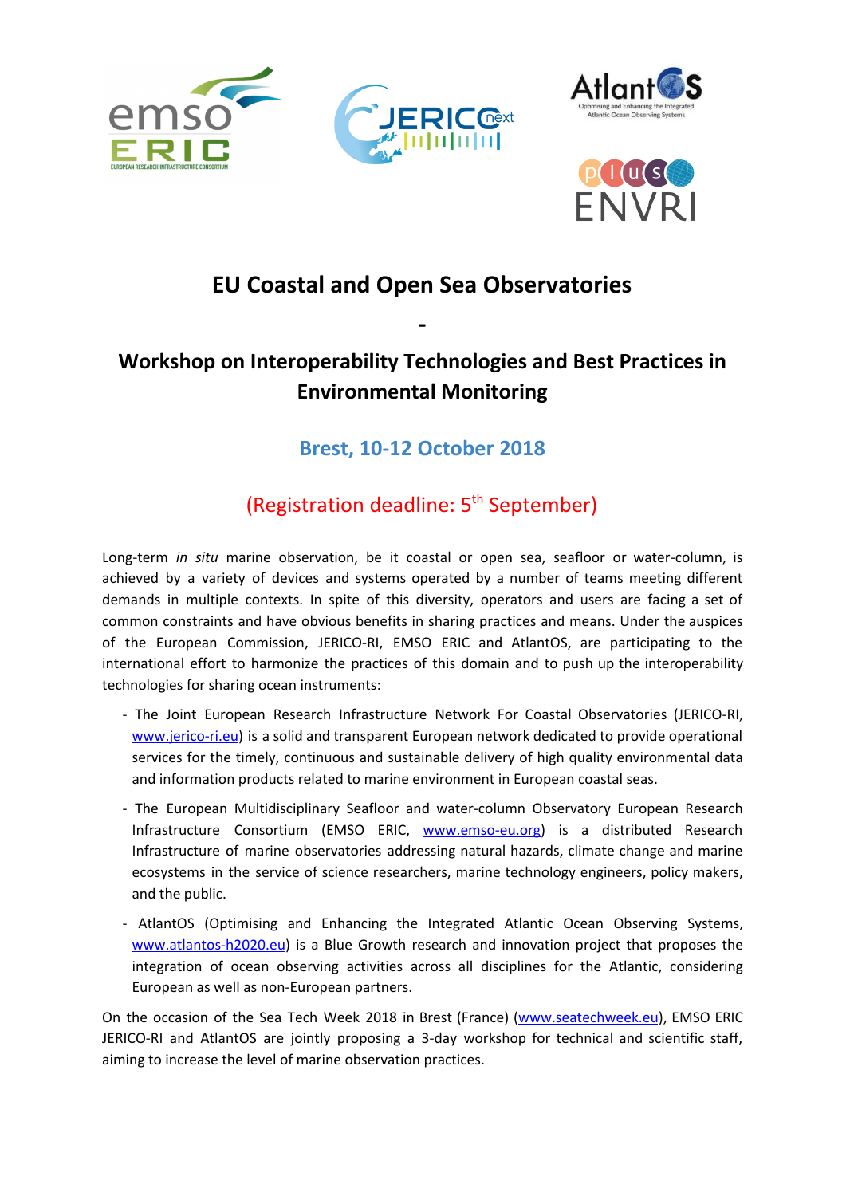# EU Coastal and Open Sea Observatories

## -

## Workshop on Interoperability Technologies and Best Practices in Environmental Monitoring

### Brest, 10-12 October 2018

### (Registration deadline: 5th September)

Long-term *in situ* marine observation, be it coastal or open sea, seafloor or water-column, is achieved by a variety of devices and systems operated by a number of teams meeting different demands in multiple contexts. In spite of this diversity, operators and users are facing a set of common constraints and have obvious benefits in sharing practices and means. Under the auspices of the European Commission, JERICO-RI, EMSO ERIC and AtlantOS, are participating to the international effort to harmonize the practices of this domain and to push up the interoperability technologies for sharing ocean instruments:

- The Joint European Research Infrastructure Network For Coastal Observatories (JERICO-RI, www.jerico-ri.eu) is a solid and transparent European network dedicated to provide operational services for the timely, continuous and sustainable delivery of high quality environmental data and information products related to marine environment in European coastal seas.
- The European Multidisciplinary Seafloor and water-column Observatory European Research Infrastructure Consortium (EMSO ERIC, www.emso-eu.org) is a distributed Research Infrastructure of marine observatories addressing natural hazards, climate change and marine ecosystems in the service of science researchers, marine technology engineers, policy makers, and the public.
- AtlantOS (Optimising and Enhancing the Integrated Atlantic Ocean Observing Systems, www.atlantos-h2020.eu) is a Blue Growth research and innovation project that proposes the integration of ocean observing activities across all disciplines for the Atlantic, considering European as well as non-European partners.

On the occasion of the Sea Tech Week 2018 in Brest (France) (www.seatechweek.eu), EMSO ERIC JERICO-RI and AtlantOS are jointly proposing a 3-day workshop for technical and scientific staff, aiming to increase the level of marine observation practices.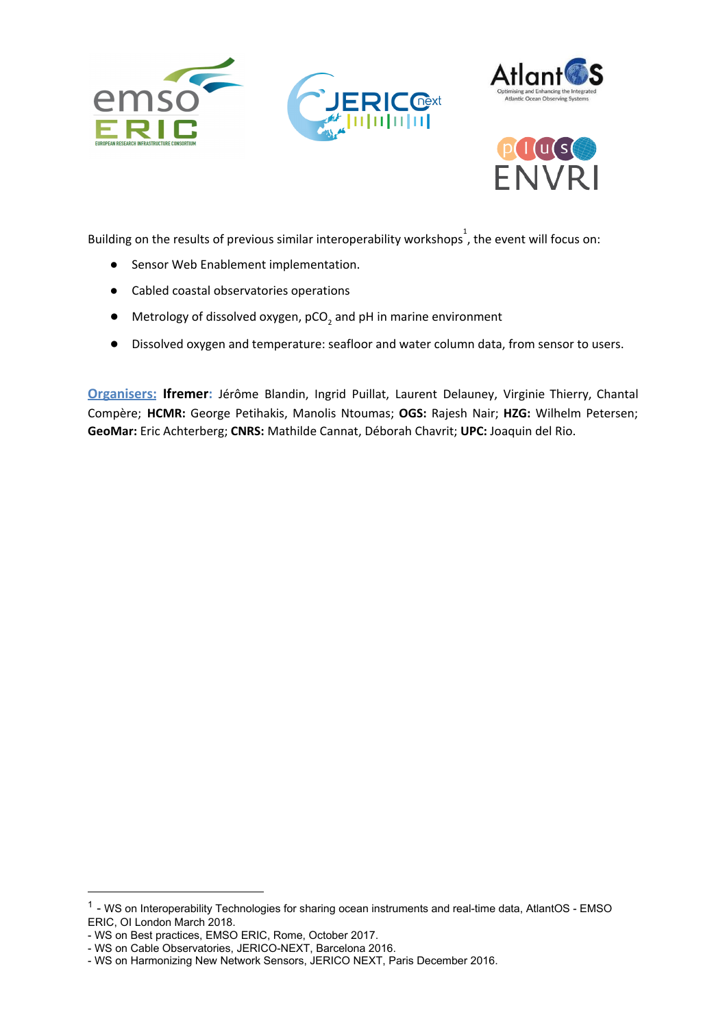Building on the results of previous similar interoperability workshops[1], the event will focus on:

- Sensor Web Enablement implementation.
- Cabled coastal observatories operations
- Metrology of dissolved oxygen, $pCO_2$ and pH in marine environment
- Dissolved oxygen and temperature: seafloor and water column data, from sensor to users.

Organisers: **Ifremer**: Jérôme Blandin, Ingrid Puillat, Laurent Delauney, Virginie Thierry, Chantal Compère; **HCMR:** George Petihakis, Manolis Ntoumas; **OGS:** Rajesh Nair; **HZG:** Wilhelm Petersen; **GeoMar:** Eric Achterberg; **CNRS:** Mathilde Cannat, Déborah Chavrit; **UPC:** Joaquin del Rio.

---

[1] - WS on Interoperability Technologies for sharing ocean instruments and real-time data, AtlantOS - EMSO ERIC, OI London March 2018.
- WS on Best practices, EMSO ERIC, Rome, October 2017.
- WS on Cable Observatories, JERICO-NEXT, Barcelona 2016.
- WS on Harmonizing New Network Sensors, JERICO NEXT, Paris December 2016.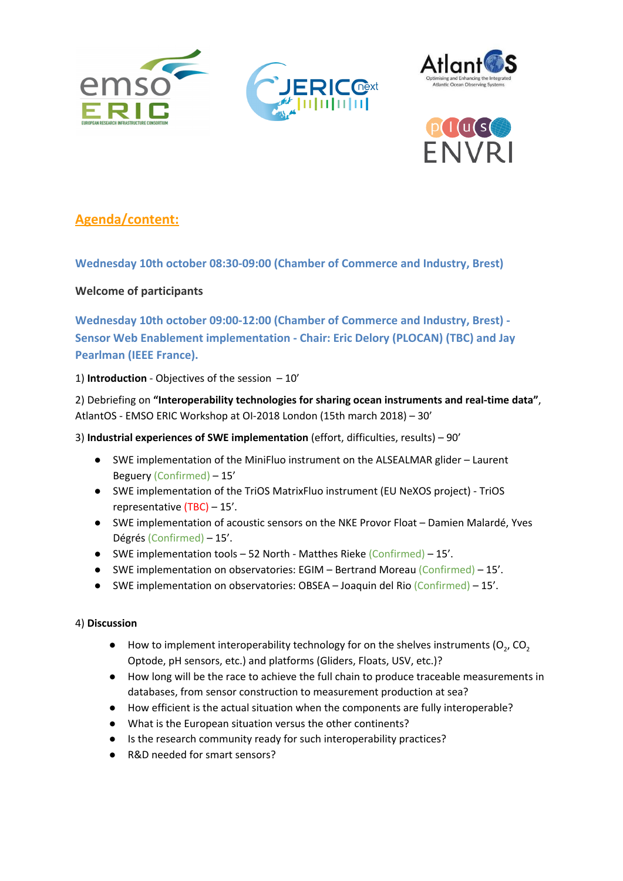## Agenda/content:

### Wednesday 10th october 08:30-09:00 (Chamber of Commerce and Industry, Brest)

**Welcome of participants**

### Wednesday 10th october 09:00-12:00 (Chamber of Commerce and Industry, Brest) - Sensor Web Enablement implementation - Chair: Eric Delory (PLOCAN) (TBC) and Jay Pearlman (IEEE France).

1) **Introduction** - Objectives of the session – 10’

2) Debriefing on **“Interoperability technologies for sharing ocean instruments and real-time data”**, AtlantOS - EMSO ERIC Workshop at OI-2018 London (15th march 2018) – 30’

3) **Industrial experiences of SWE implementation** (effort, difficulties, results) – 90’

- SWE implementation of the MiniFluo instrument on the ALSEALMAR glider – Laurent Beguery (Confirmed) – 15’
- SWE implementation of the TriOS MatrixFluo instrument (EU NeXOS project) - TriOS representative (TBC) – 15’.
- SWE implementation of acoustic sensors on the NKE Provor Float – Damien Malardé, Yves Dégrés (Confirmed) – 15’.
- SWE implementation tools – 52 North - Matthes Rieke (Confirmed) – 15’.
- SWE implementation on observatories: EGIM – Bertrand Moreau (Confirmed) – 15’.
- SWE implementation on observatories: OBSEA – Joaquin del Rio (Confirmed) – 15’.

4) **Discussion**

- How to implement interoperability technology for on the shelves instruments ($O_2$, $CO_2$ Optode, pH sensors, etc.) and platforms (Gliders, Floats, USV, etc.)?
- How long will be the race to achieve the full chain to produce traceable measurements in databases, from sensor construction to measurement production at sea?
- How efficient is the actual situation when the components are fully interoperable?
- What is the European situation versus the other continents?
- Is the research community ready for such interoperability practices?
- R&D needed for smart sensors?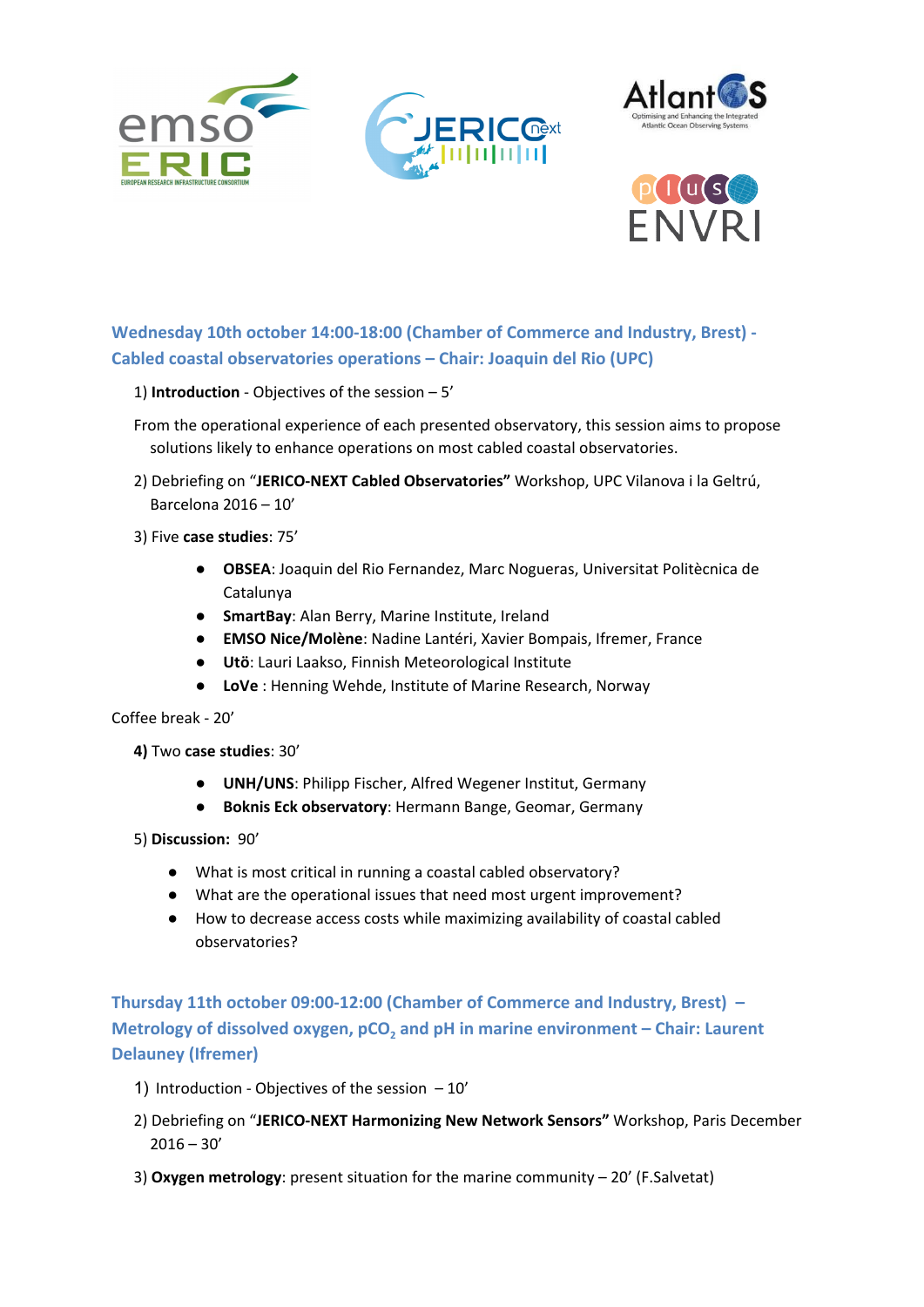## Wednesday 10th october 14:00-18:00 (Chamber of Commerce and Industry, Brest) - Cabled coastal observatories operations – Chair: Joaquin del Rio (UPC)

1) **Introduction** - Objectives of the session – 5'

From the operational experience of each presented observatory, this session aims to propose solutions likely to enhance operations on most cabled coastal observatories.

2) Debriefing on "**JERICO-NEXT Cabled Observatories"** Workshop, UPC Vilanova i la Geltrú, Barcelona 2016 – 10'

3) Five **case studies**: 75'

- **OBSEA**: Joaquin del Rio Fernandez, Marc Nogueras, Universitat Politècnica de Catalunya
- **SmartBay**: Alan Berry, Marine Institute, Ireland
- **EMSO Nice/Molène**: Nadine Lantéri, Xavier Bompais, Ifremer, France
- **Utö**: Lauri Laakso, Finnish Meteorological Institute
- **LoVe** : Henning Wehde, Institute of Marine Research, Norway

Coffee break - 20'

**4)** Two **case studies**: 30'

- **UNH/UNS**: Philipp Fischer, Alfred Wegener Institut, Germany
- **Boknis Eck observatory**: Hermann Bange, Geomar, Germany

5) **Discussion:** 90'

- What is most critical in running a coastal cabled observatory?
- What are the operational issues that need most urgent improvement?
- How to decrease access costs while maximizing availability of coastal cabled observatories?

## Thursday 11th october 09:00-12:00 (Chamber of Commerce and Industry, Brest) – Metrology of dissolved oxygen, $pCO_2$ and pH in marine environment – Chair: Laurent Delauney (Ifremer)

1) Introduction - Objectives of the session – 10'

2) Debriefing on "**JERICO-NEXT Harmonizing New Network Sensors"** Workshop, Paris December 2016 – 30'

3) **Oxygen metrology**: present situation for the marine community – 20' (F.Salvetat)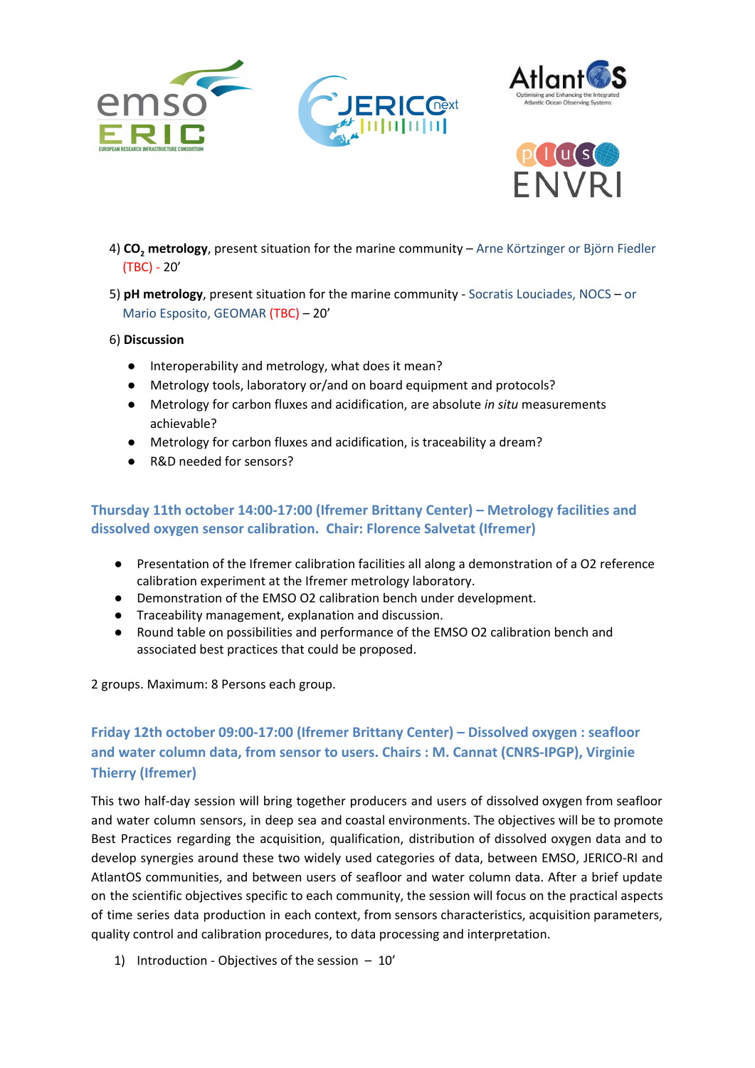4) **$CO_2$ metrology**, present situation for the marine community – Arne Körtzinger or Björn Fiedler (TBC) - 20’

5) **pH metrology**, present situation for the marine community - Socratis Louciades, NOCS – or Mario Esposito, GEOMAR (TBC) – 20’

6) **Discussion**

- Interoperability and metrology, what does it mean?
- Metrology tools, laboratory or/and on board equipment and protocols?
- Metrology for carbon fluxes and acidification, are absolute *in situ* measurements achievable?
- Metrology for carbon fluxes and acidification, is traceability a dream?
- R&D needed for sensors?

### Thursday 11th october 14:00-17:00 (Ifremer Brittany Center) – Metrology facilities and dissolved oxygen sensor calibration. Chair: Florence Salvetat (Ifremer)

- Presentation of the Ifremer calibration facilities all along a demonstration of a O2 reference calibration experiment at the Ifremer metrology laboratory.
- Demonstration of the EMSO O2 calibration bench under development.
- Traceability management, explanation and discussion.
- Round table on possibilities and performance of the EMSO O2 calibration bench and associated best practices that could be proposed.

2 groups. Maximum: 8 Persons each group.

### Friday 12th october 09:00-17:00 (Ifremer Brittany Center) – Dissolved oxygen : seafloor and water column data, from sensor to users. Chairs : M. Cannat (CNRS-IPGP), Virginie Thierry (Ifremer)

This two half-day session will bring together producers and users of dissolved oxygen from seafloor and water column sensors, in deep sea and coastal environments. The objectives will be to promote Best Practices regarding the acquisition, qualification, distribution of dissolved oxygen data and to develop synergies around these two widely used categories of data, between EMSO, JERICO-RI and AtlantOS communities, and between users of seafloor and water column data. After a brief update on the scientific objectives specific to each community, the session will focus on the practical aspects of time series data production in each context, from sensors characteristics, acquisition parameters, quality control and calibration procedures, to data processing and interpretation.

1) Introduction - Objectives of the session – 10’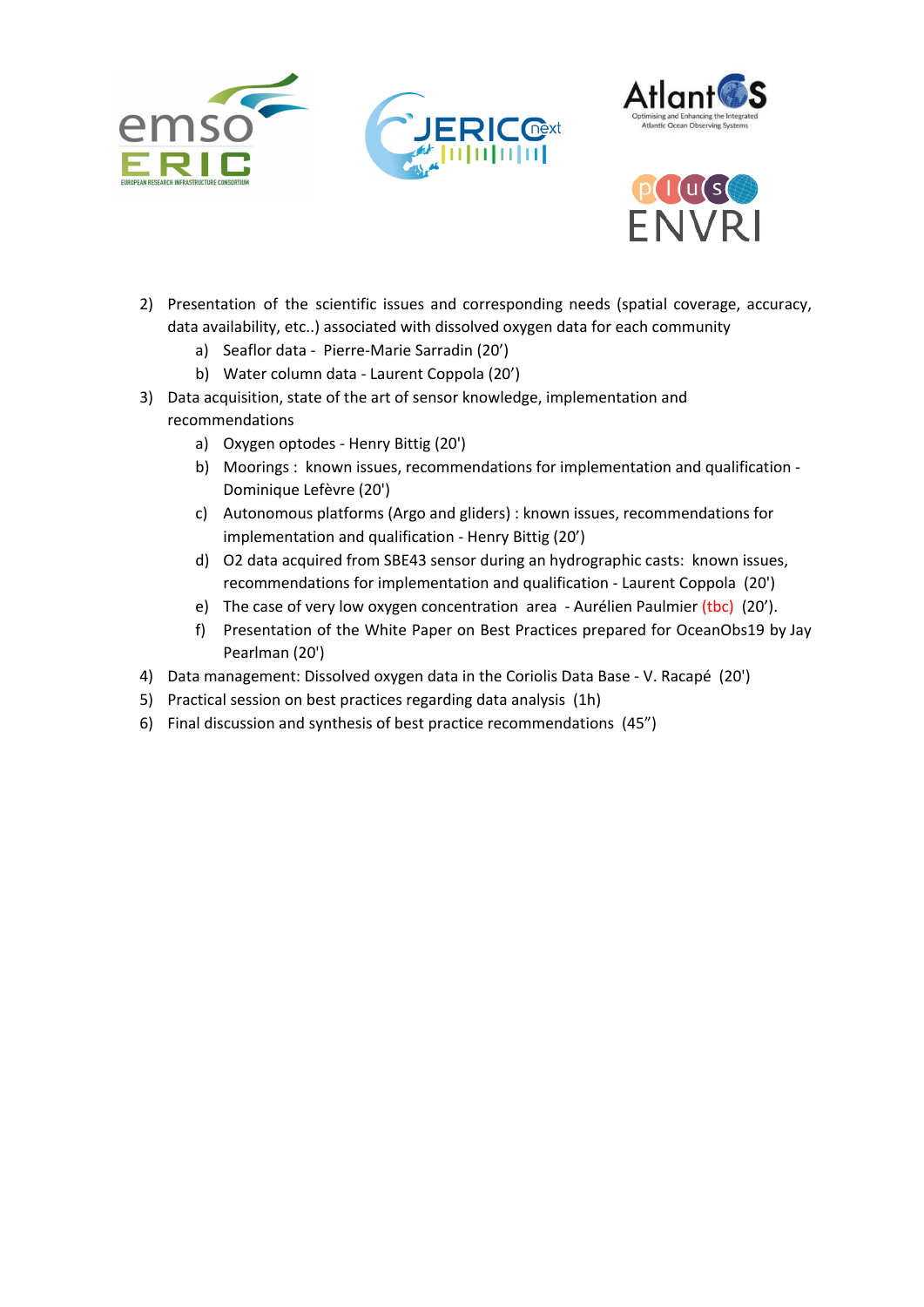2) Presentation of the scientific issues and corresponding needs (spatial coverage, accuracy, data availability, etc..) associated with dissolved oxygen data for each community
   a) Seaflor data - Pierre-Marie Sarradin (20')
   b) Water column data - Laurent Coppola (20')
3) Data acquisition, state of the art of sensor knowledge, implementation and recommendations
   a) Oxygen optodes - Henry Bittig (20')
   b) Moorings : known issues, recommendations for implementation and qualification - Dominique Lefèvre (20')
   c) Autonomous platforms (Argo and gliders) : known issues, recommendations for implementation and qualification - Henry Bittig (20')
   d) O2 data acquired from SBE43 sensor during an hydrographic casts: known issues, recommendations for implementation and qualification - Laurent Coppola (20')
   e) The case of very low oxygen concentration area - Aurélien Paulmier (tbc) (20').
   f) Presentation of the White Paper on Best Practices prepared for OceanObs19 by Jay Pearlman (20')
4) Data management: Dissolved oxygen data in the Coriolis Data Base - V. Racapé (20')
5) Practical session on best practices regarding data analysis (1h)
6) Final discussion and synthesis of best practice recommendations (45")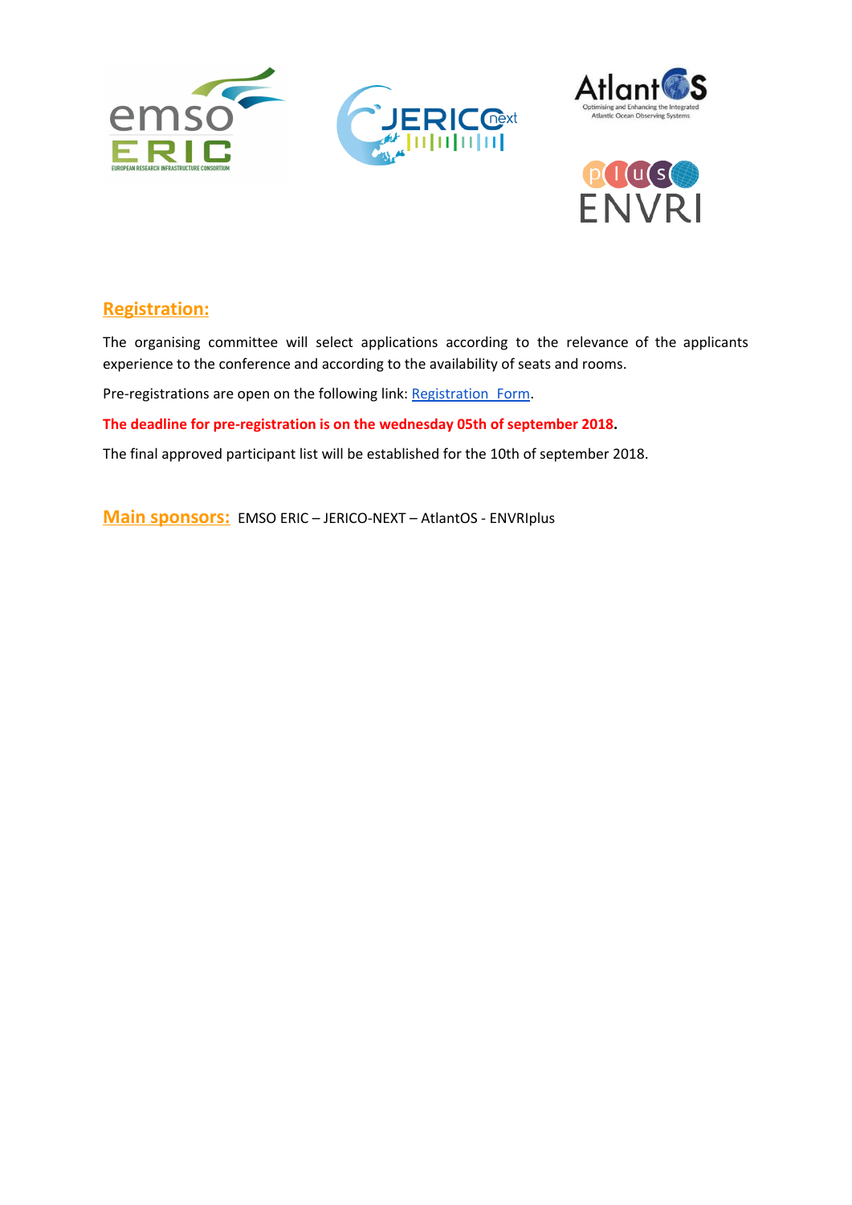## Registration:

The organising committee will select applications according to the relevance of the applicants experience to the conference and according to the availability of seats and rooms.

Pre-registrations are open on the following link: Registration Form.

**The deadline for pre-registration is on the wednesday 05th of september 2018.**

The final approved participant list will be established for the 10th of september 2018.

**Main sponsors:** EMSO ERIC – JERICO-NEXT – AtlantOS - ENVRIplus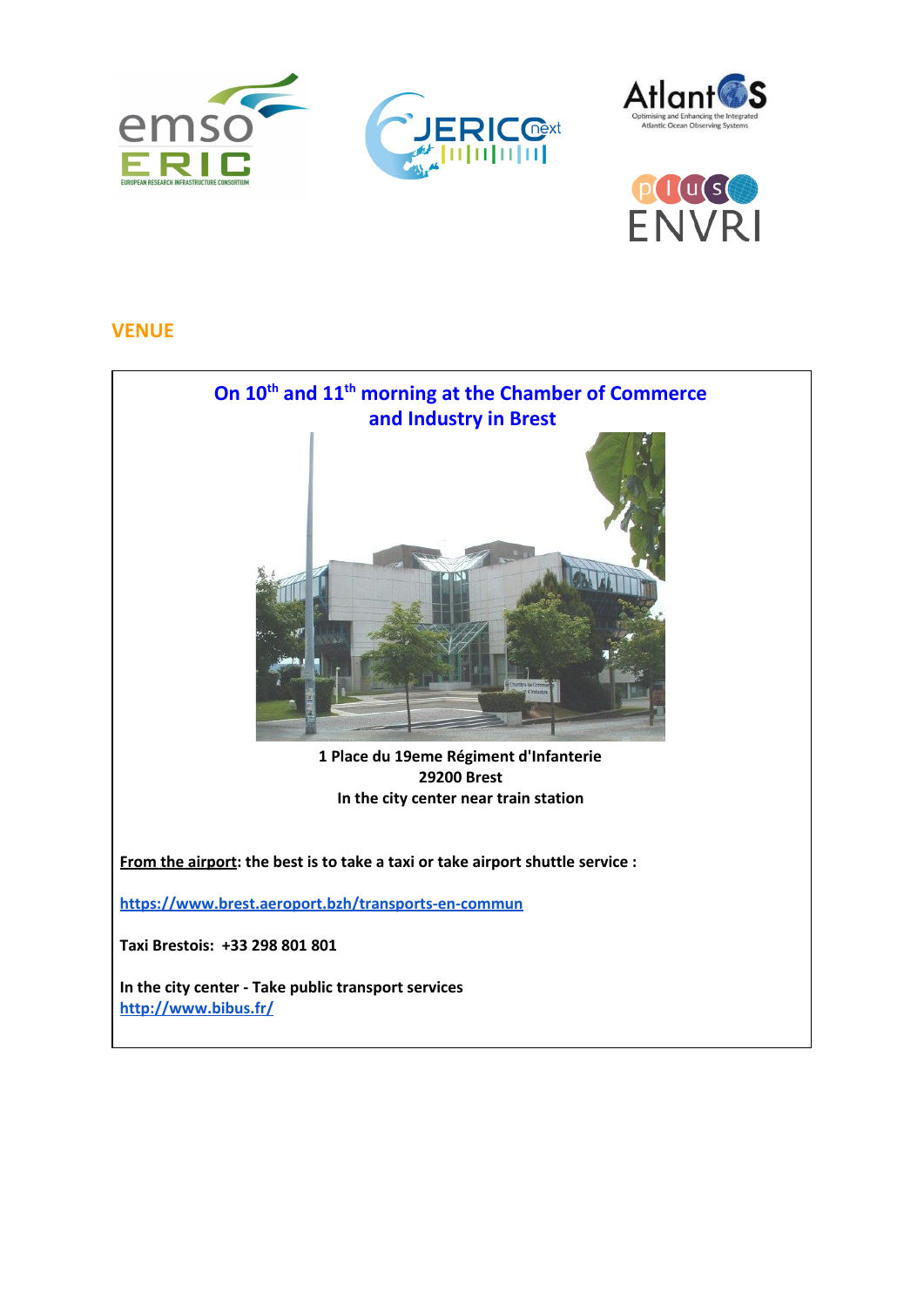## VENUE

**On 10th and 11th morning at the Chamber of Commerce and Industry in Brest**

**1 Place du 19eme Régiment d'Infanterie**
**29200 Brest**
**In the city center near train station**

**From the airport: the best is to take a taxi or take airport shuttle service :**

https://www.brest.aeroport.bzh/transports-en-commun

**Taxi Brestois: +33 298 801 801**

**In the city center - Take public transport services**
http://www.bibus.fr/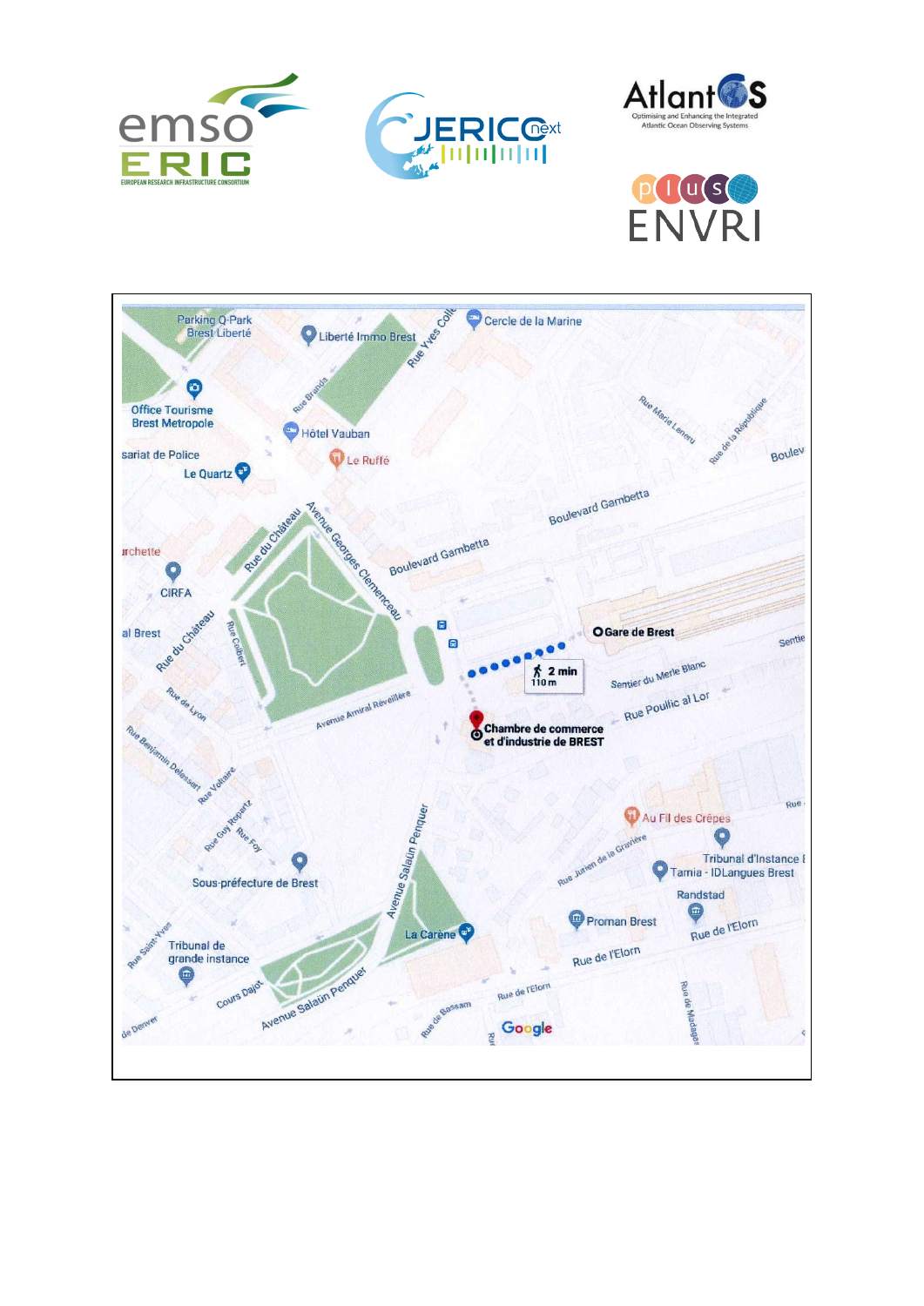Gare de Brest

2 min
110 m

Chambre de commerce et d'industrie de BREST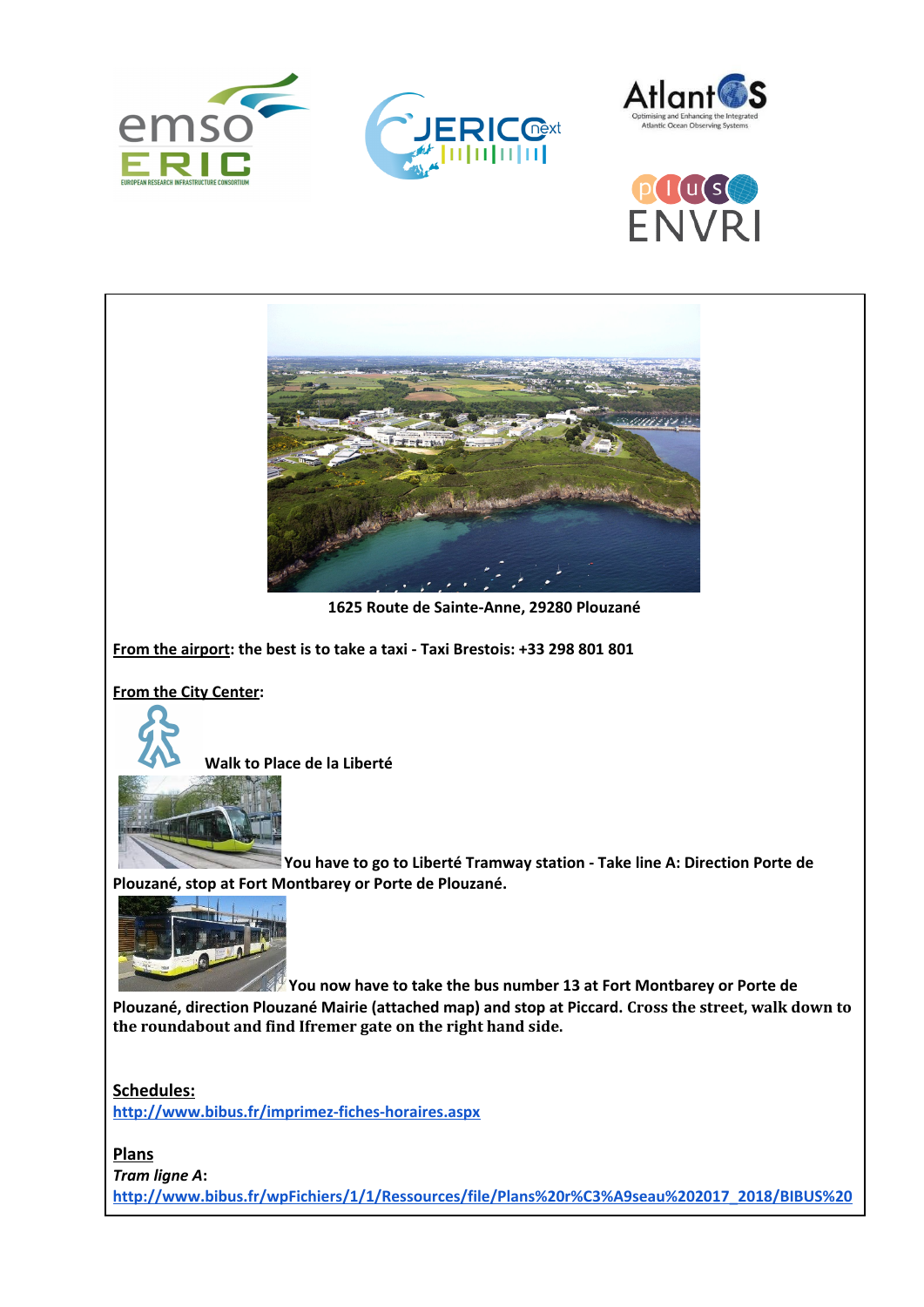**1625 Route de Sainte-Anne, 29280 Plouzané**

**From the airport: the best is to take a taxi - Taxi Brestois: +33 298 801 801**

**From the City Center:**

**Walk to Place de la Liberté**

**You have to go to Liberté Tramway station - Take line A: Direction Porte de Plouzané, stop at Fort Montbarey or Porte de Plouzané.**

**You now have to take the bus number 13 at Fort Montbarey or Porte de Plouzané, direction Plouzané Mairie (attached map) and stop at Piccard. Cross the street, walk down to the roundabout and find Ifremer gate on the right hand side.**

**Schedules:**

http://www.bibus.fr/imprimez-fiches-horaires.aspx

**Plans**

***Tram ligne A*:**

http://www.bibus.fr/wpFichiers/1/1/Ressources/file/Plans%20r%C3%A9seau%202017_2018/BIBUS%20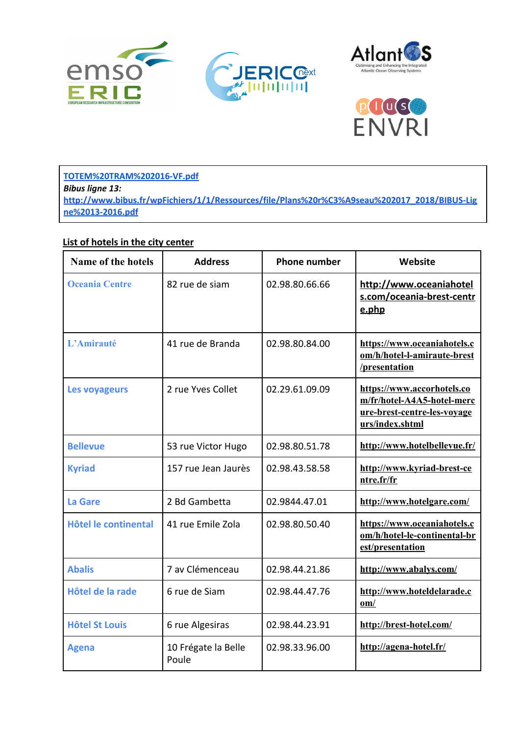TOTEM%20TRAM%202016-VF.pdf
***Bibus ligne 13:***
http://www.bibus.fr/wpFichiers/1/1/Ressources/file/Plans%20r%C3%A9seau%202017_2018/BIBUS-Ligne%2013-2016.pdf

**List of hotels in the city center**

| Name of the hotels | Address | Phone number | Website |
|---|---|---|---|
| Oceania Centre | 82 rue de siam | 02.98.80.66.66 | http://www.oceaniahotels.com/oceania-brest-centre.php |
| L'Amirauté | 41 rue de Branda | 02.98.80.84.00 | https://www.oceaniahotels.com/h/hotel-l-amiraute-brest/presentation |
| Les voyageurs | 2 rue Yves Collet | 02.29.61.09.09 | https://www.accorhotels.com/fr/hotel-A4A5-hotel-mercure-brest-centre-les-voyageurs/index.shtml |
| Bellevue | 53 rue Victor Hugo | 02.98.80.51.78 | http://www.hotelbellevue.fr/ |
| Kyriad | 157 rue Jean Jaurès | 02.98.43.58.58 | http://www.kyriad-brest-centre.fr/fr |
| La Gare | 2 Bd Gambetta | 02.9844.47.01 | http://www.hotelgare.com/ |
| Hôtel le continental | 41 rue Emile Zola | 02.98.80.50.40 | https://www.oceaniahotels.com/h/hotel-le-continental-brest/presentation |
| Abalis | 7 av Clémenceau | 02.98.44.21.86 | http://www.abalys.com/ |
| Hôtel de la rade | 6 rue de Siam | 02.98.44.47.76 | http://www.hoteldelarade.com/ |
| Hôtel St Louis | 6 rue Algesiras | 02.98.44.23.91 | http://brest-hotel.com/ |
| Agena | 10 Frégate la Belle Poule | 02.98.33.96.00 | http://agena-hotel.fr/ |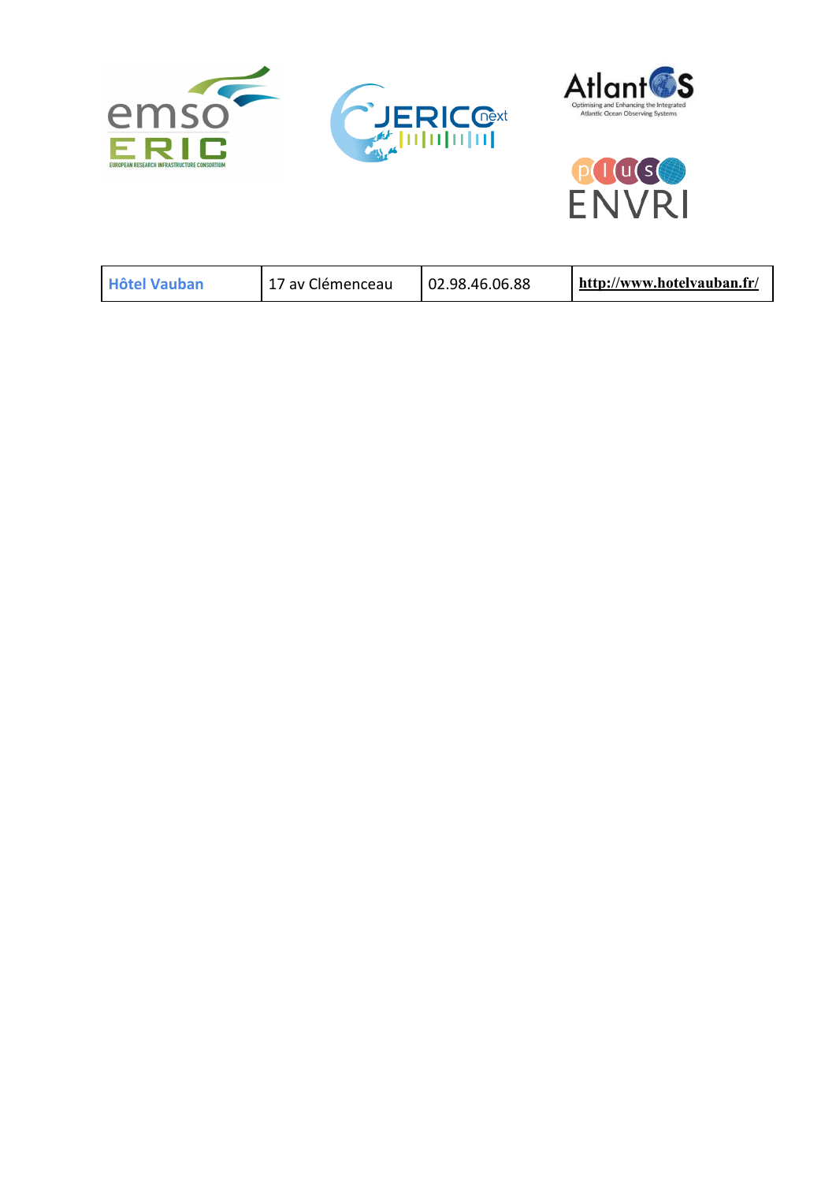| | | | |
|---|---|---|---|
| **Hôtel Vauban** | 17 av Clémenceau | 02.98.46.06.88 | **http://www.hotelvauban.fr/** |